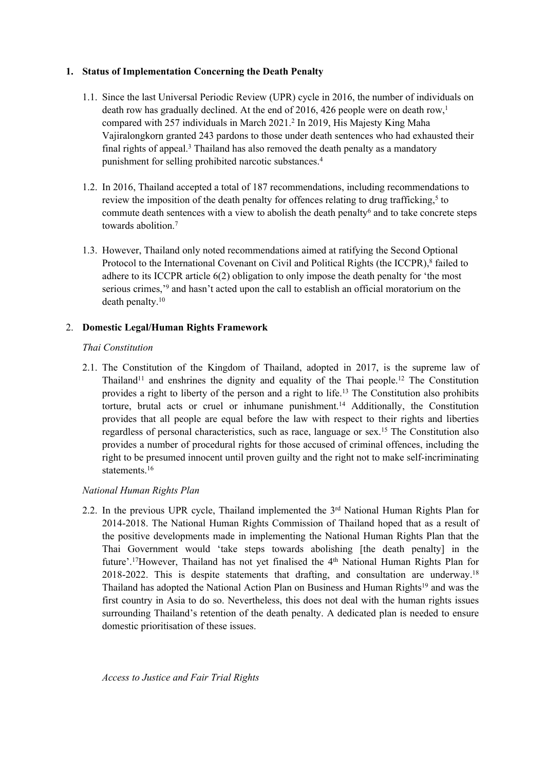## 1. Status of Implementation Concerning the Death Penalty

1.1. Since the last Universal Periodic Review (UPR) cycle in 2016, the number of individuals on death row has gradually declined. At the end of 2016, 426 people were on death row,[1] compared with 257 individuals in March 2021.[2] In 2019, His Majesty King Maha Vajiralongkorn granted 243 pardons to those under death sentences who had exhausted their final rights of appeal.[3] Thailand has also removed the death penalty as a mandatory punishment for selling prohibited narcotic substances.[4]

1.2. In 2016, Thailand accepted a total of 187 recommendations, including recommendations to review the imposition of the death penalty for offences relating to drug trafficking,[5] to commute death sentences with a view to abolish the death penalty[6] and to take concrete steps towards abolition.[7]

1.3. However, Thailand only noted recommendations aimed at ratifying the Second Optional Protocol to the International Covenant on Civil and Political Rights (the ICCPR),[8] failed to adhere to its ICCPR article 6(2) obligation to only impose the death penalty for 'the most serious crimes,'[9] and hasn't acted upon the call to establish an official moratorium on the death penalty.[10]

## 2. Domestic Legal/Human Rights Framework

*Thai Constitution*

2.1. The Constitution of the Kingdom of Thailand, adopted in 2017, is the supreme law of Thailand[11] and enshrines the dignity and equality of the Thai people.[12] The Constitution provides a right to liberty of the person and a right to life.[13] The Constitution also prohibits torture, brutal acts or cruel or inhumane punishment.[14] Additionally, the Constitution provides that all people are equal before the law with respect to their rights and liberties regardless of personal characteristics, such as race, language or sex.[15] The Constitution also provides a number of procedural rights for those accused of criminal offences, including the right to be presumed innocent until proven guilty and the right not to make self-incriminating statements.[16]

*National Human Rights Plan*

2.2. In the previous UPR cycle, Thailand implemented the 3rd National Human Rights Plan for 2014-2018. The National Human Rights Commission of Thailand hoped that as a result of the positive developments made in implementing the National Human Rights Plan that the Thai Government would 'take steps towards abolishing [the death penalty] in the future'.[17]However, Thailand has not yet finalised the 4th National Human Rights Plan for 2018-2022. This is despite statements that drafting, and consultation are underway.[18] Thailand has adopted the National Action Plan on Business and Human Rights[19] and was the first country in Asia to do so. Nevertheless, this does not deal with the human rights issues surrounding Thailand's retention of the death penalty. A dedicated plan is needed to ensure domestic prioritisation of these issues.

*Access to Justice and Fair Trial Rights*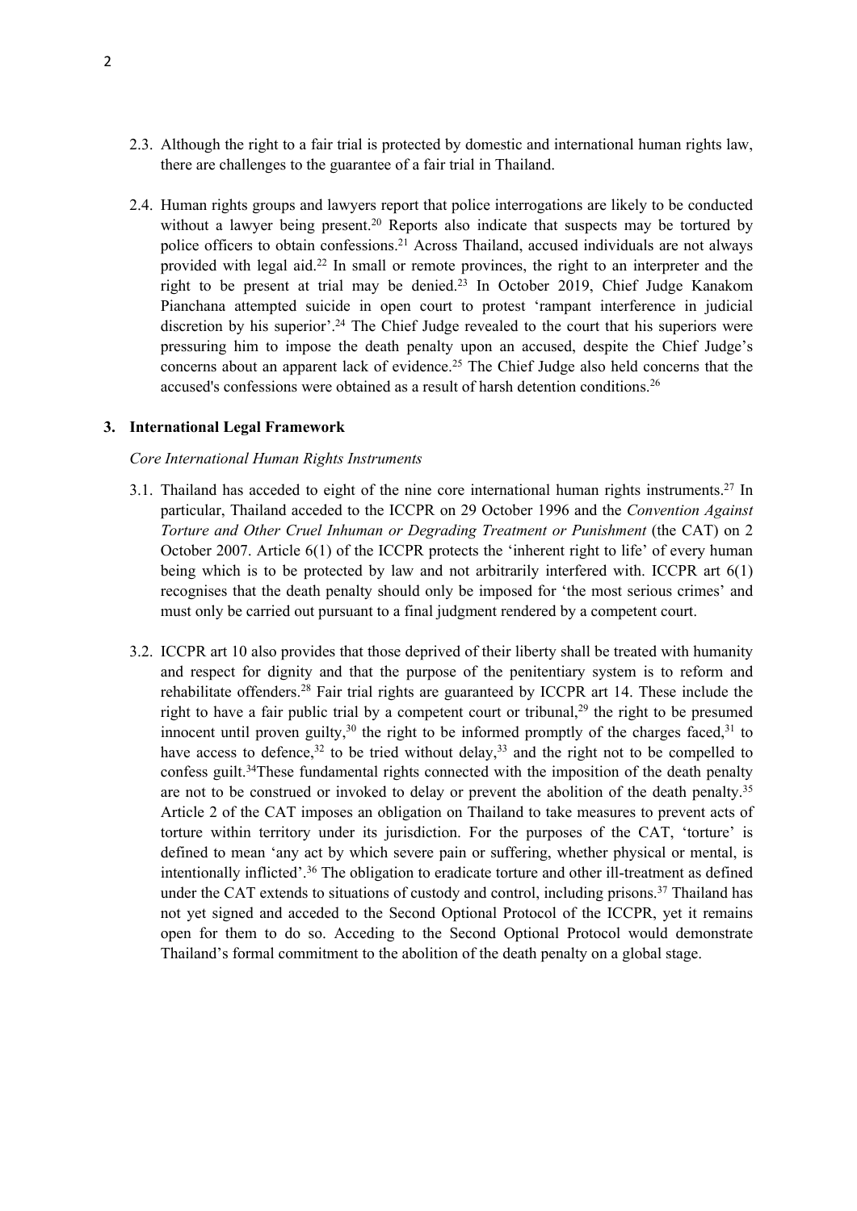2.3. Although the right to a fair trial is protected by domestic and international human rights law, there are challenges to the guarantee of a fair trial in Thailand.

2.4. Human rights groups and lawyers report that police interrogations are likely to be conducted without a lawyer being present.[20] Reports also indicate that suspects may be tortured by police officers to obtain confessions.[21] Across Thailand, accused individuals are not always provided with legal aid.[22] In small or remote provinces, the right to an interpreter and the right to be present at trial may be denied.[23] In October 2019, Chief Judge Kanakom Pianchana attempted suicide in open court to protest 'rampant interference in judicial discretion by his superior'.[24] The Chief Judge revealed to the court that his superiors were pressuring him to impose the death penalty upon an accused, despite the Chief Judge's concerns about an apparent lack of evidence.[25] The Chief Judge also held concerns that the accused's confessions were obtained as a result of harsh detention conditions.[26]

## 3. International Legal Framework

*Core International Human Rights Instruments*

3.1. Thailand has acceded to eight of the nine core international human rights instruments.[27] In particular, Thailand acceded to the ICCPR on 29 October 1996 and the *Convention Against Torture and Other Cruel Inhuman or Degrading Treatment or Punishment* (the CAT) on 2 October 2007. Article 6(1) of the ICCPR protects the 'inherent right to life' of every human being which is to be protected by law and not arbitrarily interfered with. ICCPR art 6(1) recognises that the death penalty should only be imposed for 'the most serious crimes' and must only be carried out pursuant to a final judgment rendered by a competent court.

3.2. ICCPR art 10 also provides that those deprived of their liberty shall be treated with humanity and respect for dignity and that the purpose of the penitentiary system is to reform and rehabilitate offenders.[28] Fair trial rights are guaranteed by ICCPR art 14. These include the right to have a fair public trial by a competent court or tribunal,[29] the right to be presumed innocent until proven guilty,[30] the right to be informed promptly of the charges faced,[31] to have access to defence,[32] to be tried without delay,[33] and the right not to be compelled to confess guilt.[34]These fundamental rights connected with the imposition of the death penalty are not to be construed or invoked to delay or prevent the abolition of the death penalty.[35] Article 2 of the CAT imposes an obligation on Thailand to take measures to prevent acts of torture within territory under its jurisdiction. For the purposes of the CAT, 'torture' is defined to mean 'any act by which severe pain or suffering, whether physical or mental, is intentionally inflicted'.[36] The obligation to eradicate torture and other ill-treatment as defined under the CAT extends to situations of custody and control, including prisons.[37] Thailand has not yet signed and acceded to the Second Optional Protocol of the ICCPR, yet it remains open for them to do so. Acceding to the Second Optional Protocol would demonstrate Thailand's formal commitment to the abolition of the death penalty on a global stage.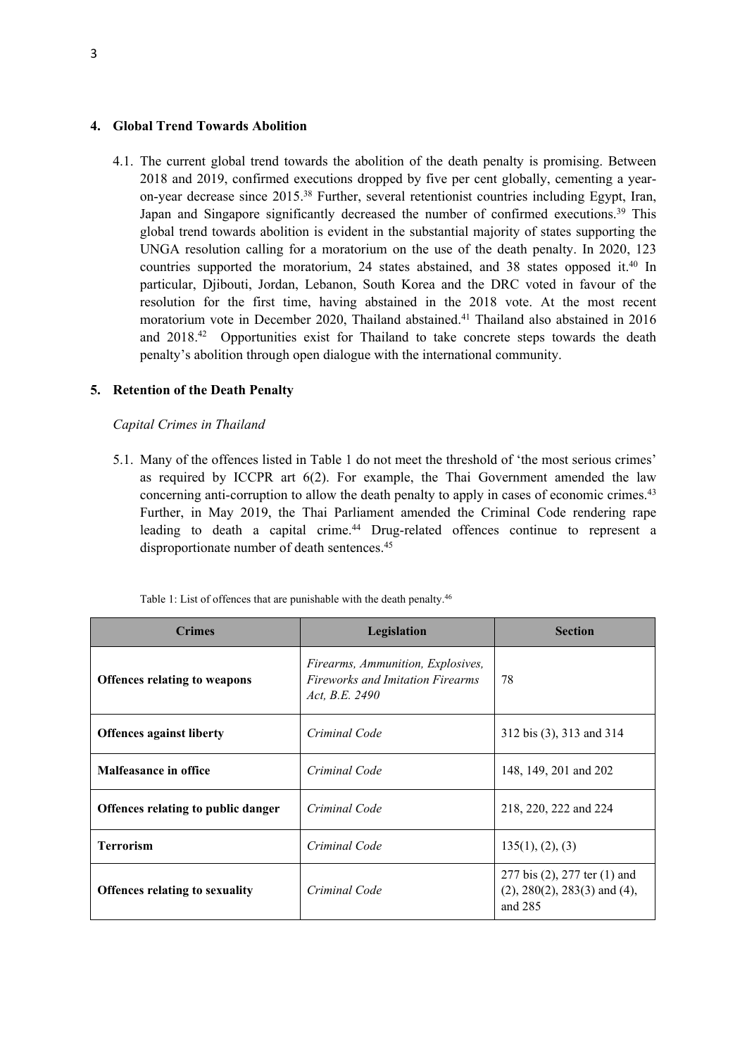## 4. Global Trend Towards Abolition

4.1. The current global trend towards the abolition of the death penalty is promising. Between 2018 and 2019, confirmed executions dropped by five per cent globally, cementing a year-on-year decrease since 2015.[38] Further, several retentionist countries including Egypt, Iran, Japan and Singapore significantly decreased the number of confirmed executions.[39] This global trend towards abolition is evident in the substantial majority of states supporting the UNGA resolution calling for a moratorium on the use of the death penalty. In 2020, 123 countries supported the moratorium, 24 states abstained, and 38 states opposed it.[40] In particular, Djibouti, Jordan, Lebanon, South Korea and the DRC voted in favour of the resolution for the first time, having abstained in the 2018 vote. At the most recent moratorium vote in December 2020, Thailand abstained.[41] Thailand also abstained in 2016 and 2018.[42] Opportunities exist for Thailand to take concrete steps towards the death penalty's abolition through open dialogue with the international community.

## 5. Retention of the Death Penalty

*Capital Crimes in Thailand*

5.1. Many of the offences listed in Table 1 do not meet the threshold of 'the most serious crimes' as required by ICCPR art 6(2). For example, the Thai Government amended the law concerning anti-corruption to allow the death penalty to apply in cases of economic crimes.[43] Further, in May 2019, the Thai Parliament amended the Criminal Code rendering rape leading to death a capital crime.[44] Drug-related offences continue to represent a disproportionate number of death sentences.[45]

Table 1: List of offences that are punishable with the death penalty.[46]

| Crimes | Legislation | Section |
|---|---|---|
| **Offences relating to weapons** | *Firearms, Ammunition, Explosives, Fireworks and Imitation Firearms Act, B.E. 2490* | 78 |
| **Offences against liberty** | *Criminal Code* | 312 bis (3), 313 and 314 |
| **Malfeasance in office** | *Criminal Code* | 148, 149, 201 and 202 |
| **Offences relating to public danger** | *Criminal Code* | 218, 220, 222 and 224 |
| **Terrorism** | *Criminal Code* | 135(1), (2), (3) |
| **Offences relating to sexuality** | *Criminal Code* | 277 bis (2), 277 ter (1) and (2), 280(2), 283(3) and (4), and 285 |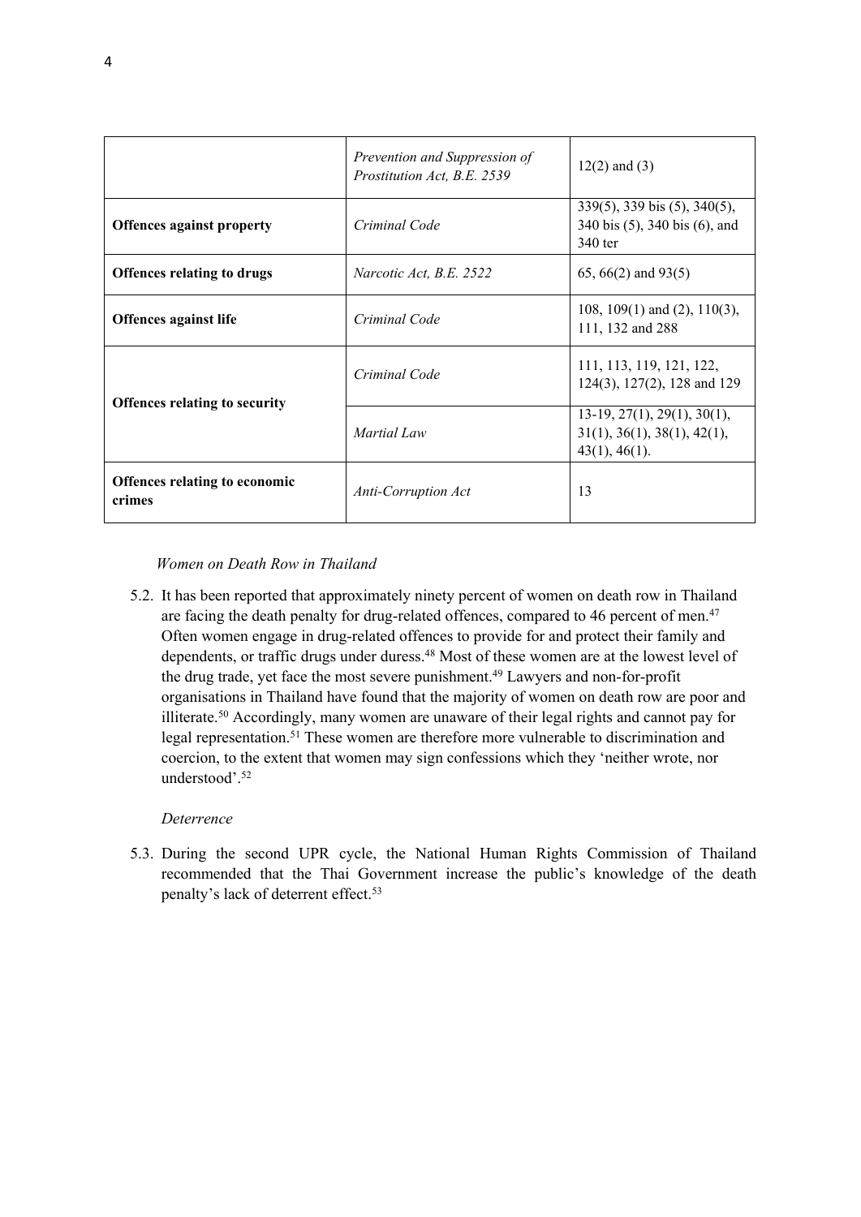| | | |
|---|---|---|
| | *Prevention and Suppression of Prostitution Act, B.E. 2539* | 12(2) and (3) |
| **Offences against property** | *Criminal Code* | 339(5), 339 bis (5), 340(5), 340 bis (5), 340 bis (6), and 340 ter |
| **Offences relating to drugs** | *Narcotic Act, B.E. 2522* | 65, 66(2) and 93(5) |
| **Offences against life** | *Criminal Code* | 108, 109(1) and (2), 110(3), 111, 132 and 288 |
| **Offences relating to security** | *Criminal Code* | 111, 113, 119, 121, 122, 124(3), 127(2), 128 and 129 |
| | *Martial Law* | 13-19, 27(1), 29(1), 30(1), 31(1), 36(1), 38(1), 42(1), 43(1), 46(1). |
| **Offences relating to economic crimes** | *Anti-Corruption Act* | 13 |

*Women on Death Row in Thailand*

5.2. It has been reported that approximately ninety percent of women on death row in Thailand are facing the death penalty for drug-related offences, compared to 46 percent of men.[47] Often women engage in drug-related offences to provide for and protect their family and dependents, or traffic drugs under duress.[48] Most of these women are at the lowest level of the drug trade, yet face the most severe punishment.[49] Lawyers and non-for-profit organisations in Thailand have found that the majority of women on death row are poor and illiterate.[50] Accordingly, many women are unaware of their legal rights and cannot pay for legal representation.[51] These women are therefore more vulnerable to discrimination and coercion, to the extent that women may sign confessions which they 'neither wrote, nor understood'.[52]

*Deterrence*

5.3. During the second UPR cycle, the National Human Rights Commission of Thailand recommended that the Thai Government increase the public's knowledge of the death penalty's lack of deterrent effect.[53]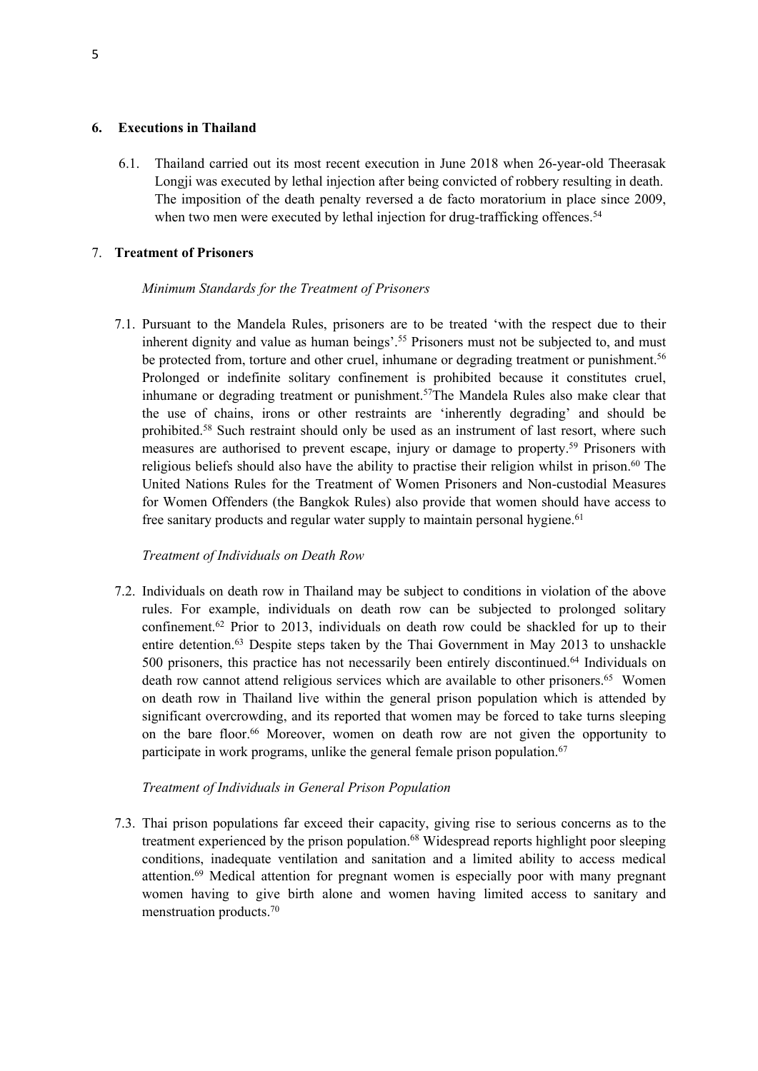## 6. Executions in Thailand

6.1. Thailand carried out its most recent execution in June 2018 when 26-year-old Theerasak Longji was executed by lethal injection after being convicted of robbery resulting in death. The imposition of the death penalty reversed a de facto moratorium in place since 2009, when two men were executed by lethal injection for drug-trafficking offences.[54]

## 7. Treatment of Prisoners

*Minimum Standards for the Treatment of Prisoners*

7.1. Pursuant to the Mandela Rules, prisoners are to be treated 'with the respect due to their inherent dignity and value as human beings'.[55] Prisoners must not be subjected to, and must be protected from, torture and other cruel, inhumane or degrading treatment or punishment.[56] Prolonged or indefinite solitary confinement is prohibited because it constitutes cruel, inhumane or degrading treatment or punishment.[57]The Mandela Rules also make clear that the use of chains, irons or other restraints are 'inherently degrading' and should be prohibited.[58] Such restraint should only be used as an instrument of last resort, where such measures are authorised to prevent escape, injury or damage to property.[59] Prisoners with religious beliefs should also have the ability to practise their religion whilst in prison.[60] The United Nations Rules for the Treatment of Women Prisoners and Non-custodial Measures for Women Offenders (the Bangkok Rules) also provide that women should have access to free sanitary products and regular water supply to maintain personal hygiene.[61]

*Treatment of Individuals on Death Row*

7.2. Individuals on death row in Thailand may be subject to conditions in violation of the above rules. For example, individuals on death row can be subjected to prolonged solitary confinement.[62] Prior to 2013, individuals on death row could be shackled for up to their entire detention.[63] Despite steps taken by the Thai Government in May 2013 to unshackle 500 prisoners, this practice has not necessarily been entirely discontinued.[64] Individuals on death row cannot attend religious services which are available to other prisoners.[65] Women on death row in Thailand live within the general prison population which is attended by significant overcrowding, and its reported that women may be forced to take turns sleeping on the bare floor.[66] Moreover, women on death row are not given the opportunity to participate in work programs, unlike the general female prison population.[67]

*Treatment of Individuals in General Prison Population*

7.3. Thai prison populations far exceed their capacity, giving rise to serious concerns as to the treatment experienced by the prison population.[68] Widespread reports highlight poor sleeping conditions, inadequate ventilation and sanitation and a limited ability to access medical attention.[69] Medical attention for pregnant women is especially poor with many pregnant women having to give birth alone and women having limited access to sanitary and menstruation products.[70]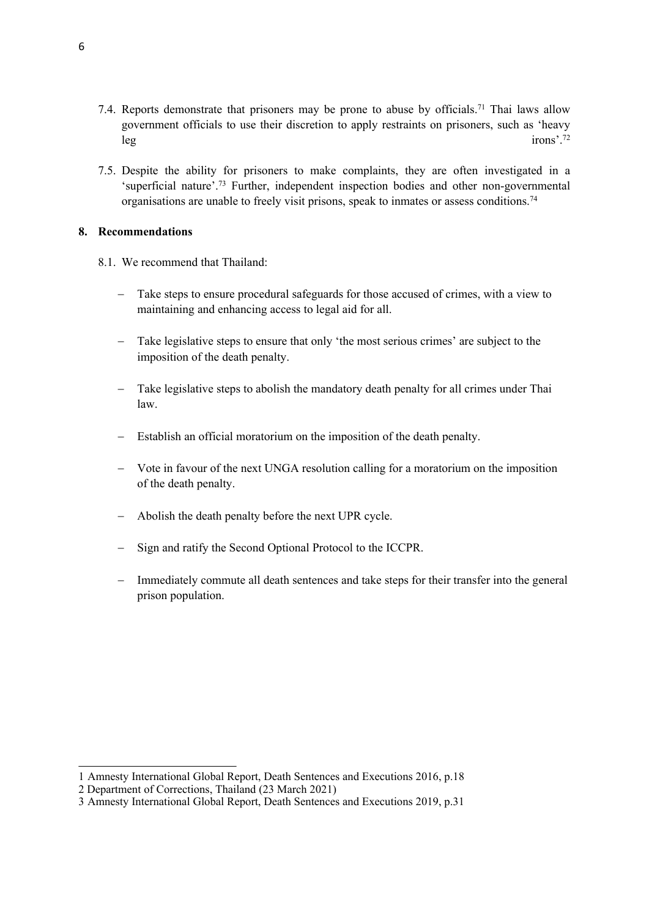7.4. Reports demonstrate that prisoners may be prone to abuse by officials.[71] Thai laws allow government officials to use their discretion to apply restraints on prisoners, such as 'heavy leg irons'.[72]

7.5. Despite the ability for prisoners to make complaints, they are often investigated in a 'superficial nature'.[73] Further, independent inspection bodies and other non-governmental organisations are unable to freely visit prisons, speak to inmates or assess conditions.[74]

## 8. Recommendations

8.1. We recommend that Thailand:

- Take steps to ensure procedural safeguards for those accused of crimes, with a view to maintaining and enhancing access to legal aid for all.
- Take legislative steps to ensure that only 'the most serious crimes' are subject to the imposition of the death penalty.
- Take legislative steps to abolish the mandatory death penalty for all crimes under Thai law.
- Establish an official moratorium on the imposition of the death penalty.
- Vote in favour of the next UNGA resolution calling for a moratorium on the imposition of the death penalty.
- Abolish the death penalty before the next UPR cycle.
- Sign and ratify the Second Optional Protocol to the ICCPR.
- Immediately commute all death sentences and take steps for their transfer into the general prison population.

---

1 Amnesty International Global Report, Death Sentences and Executions 2016, p.18

2 Department of Corrections, Thailand (23 March 2021)

3 Amnesty International Global Report, Death Sentences and Executions 2019, p.31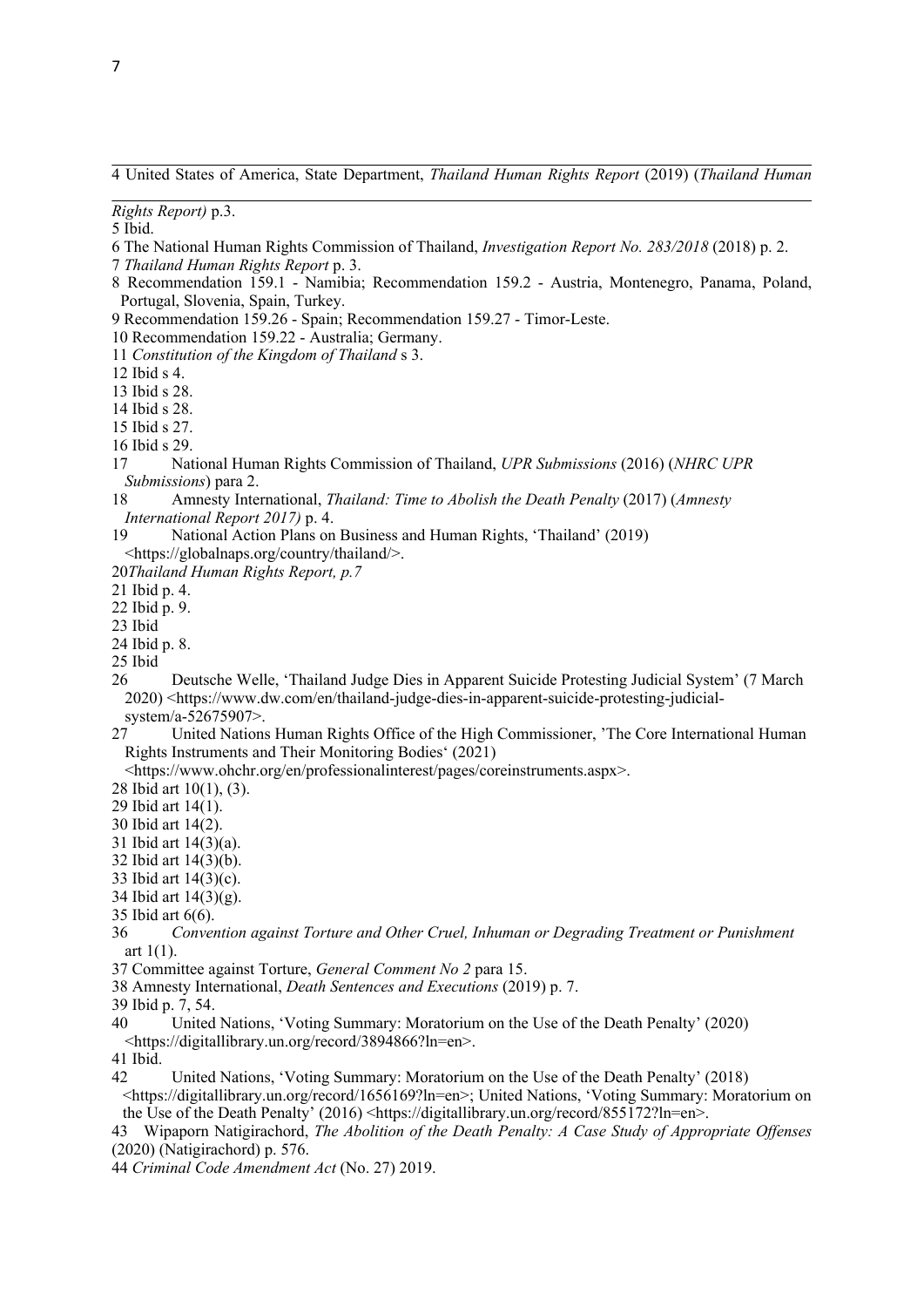4 United States of America, State Department, *Thailand Human Rights Report* (2019) (*Thailand Human Rights Report)* p.3.

5 Ibid.

6 The National Human Rights Commission of Thailand, *Investigation Report No. 283/2018* (2018) p. 2.

7 *Thailand Human Rights Report* p. 3.

8 Recommendation 159.1 - Namibia; Recommendation 159.2 - Austria, Montenegro, Panama, Poland, Portugal, Slovenia, Spain, Turkey.

9 Recommendation 159.26 - Spain; Recommendation 159.27 - Timor-Leste.

10 Recommendation 159.22 - Australia; Germany.

11 *Constitution of the Kingdom of Thailand* s 3.

12 Ibid s 4.

13 Ibid s 28.

14 Ibid s 28.

15 Ibid s 27.

16 Ibid s 29.

17 National Human Rights Commission of Thailand, *UPR Submissions* (2016) (*NHRC UPR Submissions*) para 2.

18 Amnesty International, *Thailand: Time to Abolish the Death Penalty* (2017) (*Amnesty International Report 2017)* p. 4.

19 National Action Plans on Business and Human Rights, 'Thailand' (2019) <https://globalnaps.org/country/thailand/>.

20 *Thailand Human Rights Report, p.7*

21 Ibid p. 4.

22 Ibid p. 9.

23 Ibid

24 Ibid p. 8.

25 Ibid

26 Deutsche Welle, 'Thailand Judge Dies in Apparent Suicide Protesting Judicial System' (7 March 2020) <https://www.dw.com/en/thailand-judge-dies-in-apparent-suicide-protesting-judicial-system/a-52675907>.

27 United Nations Human Rights Office of the High Commissioner, 'The Core International Human Rights Instruments and Their Monitoring Bodies' (2021) <https://www.ohchr.org/en/professionalinterest/pages/coreinstruments.aspx>.

28 Ibid art 10(1), (3).

29 Ibid art 14(1).

30 Ibid art 14(2).

31 Ibid art 14(3)(a).

32 Ibid art 14(3)(b).

33 Ibid art 14(3)(c).

34 Ibid art 14(3)(g).

35 Ibid art 6(6).

36 *Convention against Torture and Other Cruel, Inhuman or Degrading Treatment or Punishment* art 1(1).

37 Committee against Torture, *General Comment No 2* para 15.

38 Amnesty International, *Death Sentences and Executions* (2019) p. 7.

39 Ibid p. 7, 54.

40 United Nations, 'Voting Summary: Moratorium on the Use of the Death Penalty' (2020) <https://digitallibrary.un.org/record/3894866?ln=en>.

41 Ibid.

42 United Nations, 'Voting Summary: Moratorium on the Use of the Death Penalty' (2018) <https://digitallibrary.un.org/record/1656169?ln=en>; United Nations, 'Voting Summary: Moratorium on the Use of the Death Penalty' (2016) <https://digitallibrary.un.org/record/855172?ln=en>.

43 Wipaporn Natigirachord, *The Abolition of the Death Penalty: A Case Study of Appropriate Offenses* (2020) (Natigirachord) p. 576.

44 *Criminal Code Amendment Act* (No. 27) 2019.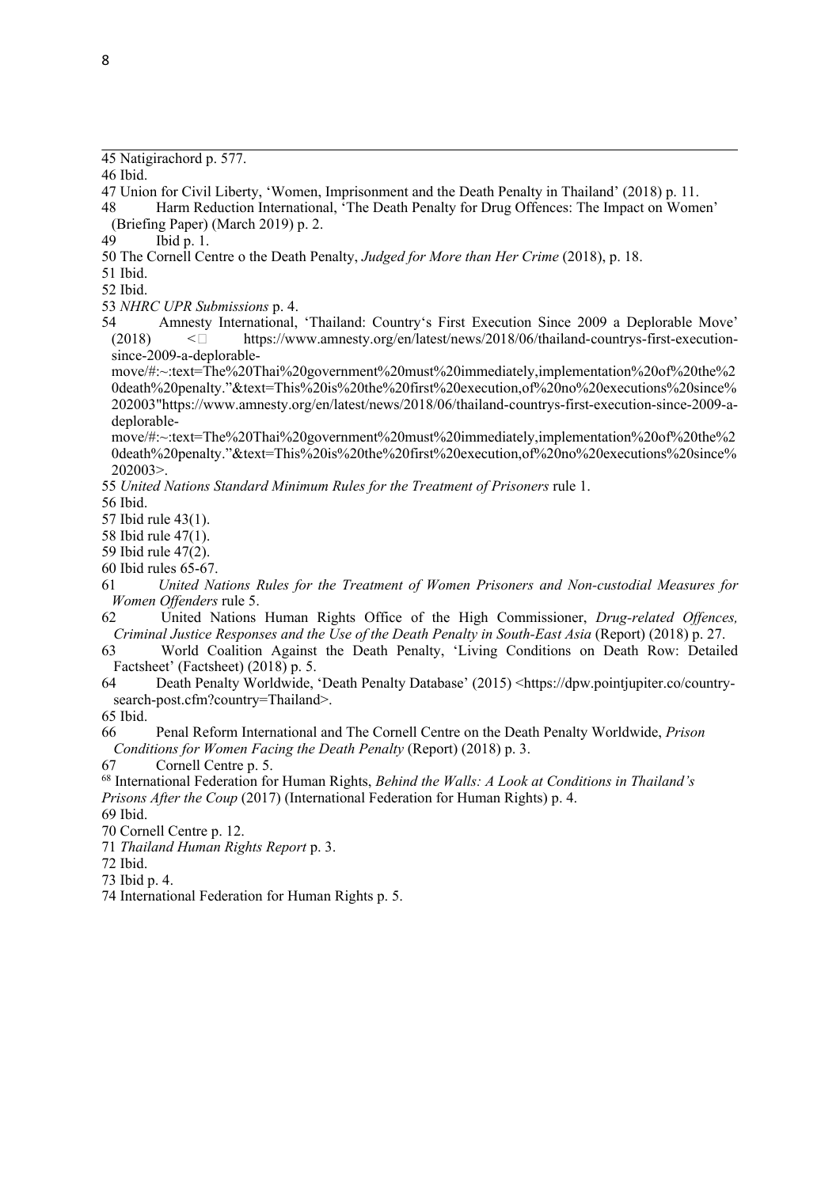45 Natigirachord p. 577.

46 Ibid.

47 Union for Civil Liberty, 'Women, Imprisonment and the Death Penalty in Thailand' (2018) p. 11.

48 Harm Reduction International, 'The Death Penalty for Drug Offences: The Impact on Women' (Briefing Paper) (March 2019) p. 2.

49 Ibid p. 1.

50 The Cornell Centre o the Death Penalty, *Judged for More than Her Crime* (2018), p. 18.

51 Ibid.

52 Ibid.

53 *NHRC UPR Submissions* p. 4.

54 Amnesty International, 'Thailand: Country's First Execution Since 2009 a Deplorable Move' (2018) < https://www.amnesty.org/en/latest/news/2018/06/thailand-countrys-first-execution-since-2009-a-deplorable-move/#:~:text=The%20Thai%20government%20must%20immediately,implementation%20of%20the%20death%20penalty."&text=This%20is%20the%20first%20execution,of%20no%20executions%20since%202003"https://www.amnesty.org/en/latest/news/2018/06/thailand-countrys-first-execution-since-2009-a-deplorable-move/#:~:text=The%20Thai%20government%20must%20immediately,implementation%20of%20the%20death%20penalty."&text=This%20is%20the%20first%20execution,of%20no%20executions%20since%202003>.

55 *United Nations Standard Minimum Rules for the Treatment of Prisoners* rule 1.

56 Ibid.

57 Ibid rule 43(1).

58 Ibid rule 47(1).

59 Ibid rule 47(2).

60 Ibid rules 65-67.

61 *United Nations Rules for the Treatment of Women Prisoners and Non-custodial Measures for Women Offenders* rule 5.

62 United Nations Human Rights Office of the High Commissioner, *Drug-related Offences, Criminal Justice Responses and the Use of the Death Penalty in South-East Asia* (Report) (2018) p. 27.

63 World Coalition Against the Death Penalty, 'Living Conditions on Death Row: Detailed Factsheet' (Factsheet) (2018) p. 5.

64 Death Penalty Worldwide, 'Death Penalty Database' (2015) <https://dpw.pointjupiter.co/country-search-post.cfm?country=Thailand>.

65 Ibid.

66 Penal Reform International and The Cornell Centre on the Death Penalty Worldwide, *Prison Conditions for Women Facing the Death Penalty* (Report) (2018) p. 3.

67 Cornell Centre p. 5.

68 International Federation for Human Rights, *Behind the Walls: A Look at Conditions in Thailand's Prisons After the Coup* (2017) (International Federation for Human Rights) p. 4.

69 Ibid.

70 Cornell Centre p. 12.

71 *Thailand Human Rights Report* p. 3.

72 Ibid.

73 Ibid p. 4.

74 International Federation for Human Rights p. 5.